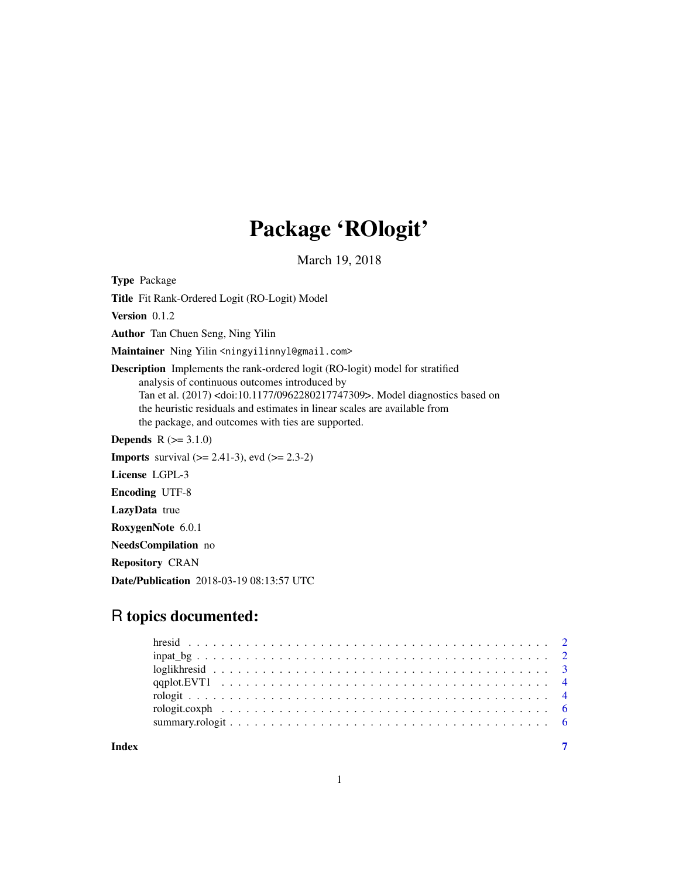# Package 'ROlogit'

March 19, 2018

**Type** Package

**Title** Fit Rank-Ordered Logit (RO-Logit) Model

**Version** 0.1.2

**Author** Tan Chuen Seng, Ning Yilin

**Maintainer** Ning Yilin <ningyilinnyl@gmail.com>

**Description** Implements the rank-ordered logit (RO-logit) model for stratified analysis of continuous outcomes introduced by Tan et al. (2017) <doi:10.1177/0962280217747309>. Model diagnostics based on the heuristic residuals and estimates in linear scales are available from the package, and outcomes with ties are supported.

**Depends** R (>= 3.1.0)

**Imports** survival (>= 2.41-3), evd (>= 2.3-2)

**License** LGPL-3

**Encoding** UTF-8

**LazyData** true

**RoxygenNote** 6.0.1

**NeedsCompilation** no

**Repository** CRAN

**Date/Publication** 2018-03-19 08:13:57 UTC

## R topics documented:

- hresid . . . . . . . . . . . . . . . . . . . . . . . . . . . . . . . . . . . . . . . . . . 2
- inpat_bg . . . . . . . . . . . . . . . . . . . . . . . . . . . . . . . . . . . . . . . . . 2
- loglikhresid . . . . . . . . . . . . . . . . . . . . . . . . . . . . . . . . . . . . . . . 3
- qqplot.EVT1 . . . . . . . . . . . . . . . . . . . . . . . . . . . . . . . . . . . . . . . 4
- rologit . . . . . . . . . . . . . . . . . . . . . . . . . . . . . . . . . . . . . . . . . . 4
- rologit.coxph . . . . . . . . . . . . . . . . . . . . . . . . . . . . . . . . . . . . . . 6
- summary.rologit . . . . . . . . . . . . . . . . . . . . . . . . . . . . . . . . . . . . 6

**Index** 7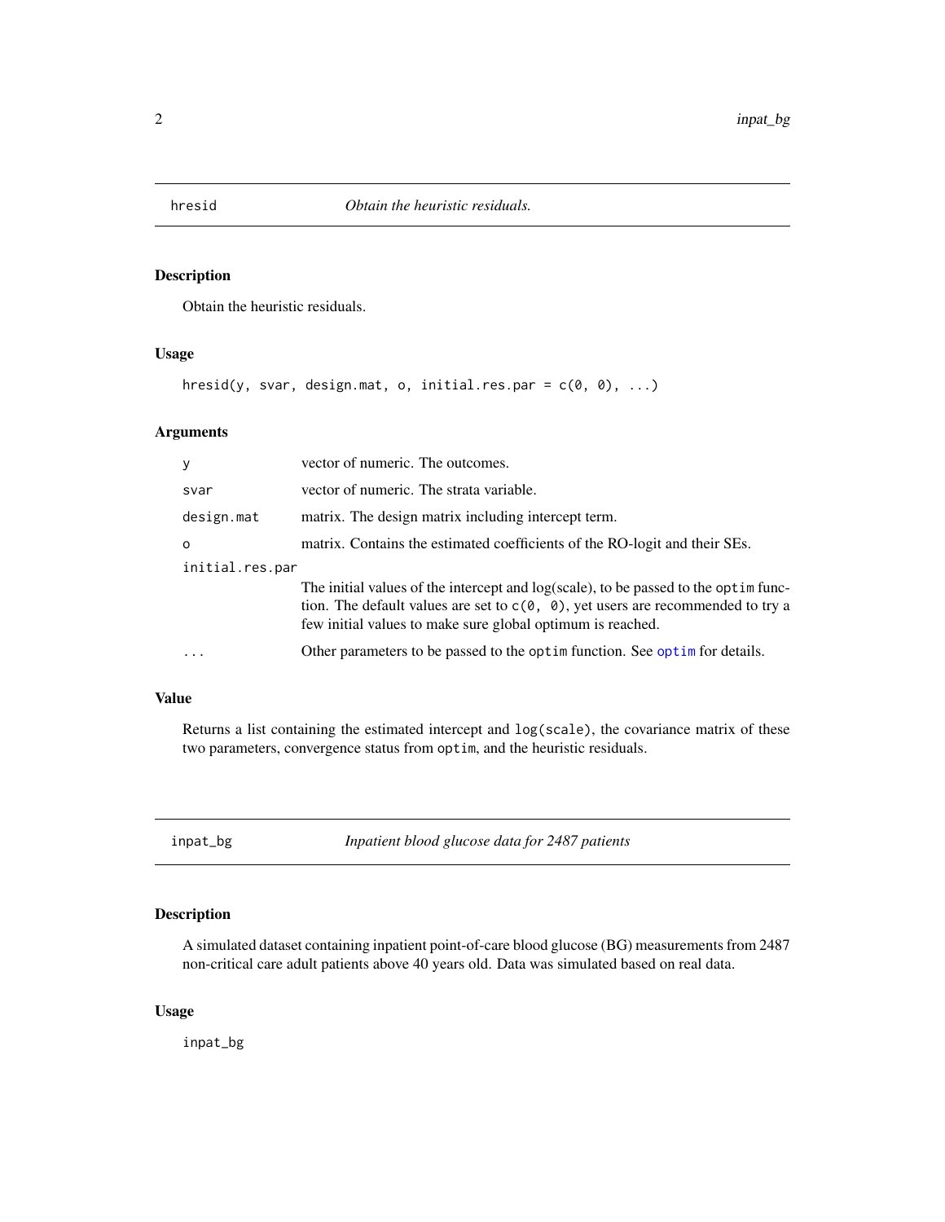## hresid — *Obtain the heuristic residuals.*

### Description

Obtain the heuristic residuals.

### Usage

```
hresid(y, svar, design.mat, o, initial.res.par = c(0, 0), ...)
```

### Arguments

| Argument | Description |
|---|---|
| `y` | vector of numeric. The outcomes. |
| `svar` | vector of numeric. The strata variable. |
| `design.mat` | matrix. The design matrix including intercept term. |
| `o` | matrix. Contains the estimated coefficients of the RO-logit and their SEs. |
| `initial.res.par` | The initial values of the intercept and log(scale), to be passed to the `optim` function. The default values are set to `c(0, 0)`, yet users are recommended to try a few initial values to make sure global optimum is reached. |
| `...` | Other parameters to be passed to the `optim` function. See `optim` for details. |

### Value

Returns a list containing the estimated intercept and `log(scale)`, the covariance matrix of these two parameters, convergence status from `optim`, and the heuristic residuals.

## inpat_bg — *Inpatient blood glucose data for 2487 patients*

### Description

A simulated dataset containing inpatient point-of-care blood glucose (BG) measurements from 2487 non-critical care adult patients above 40 years old. Data was simulated based on real data.

### Usage

```
inpat_bg
```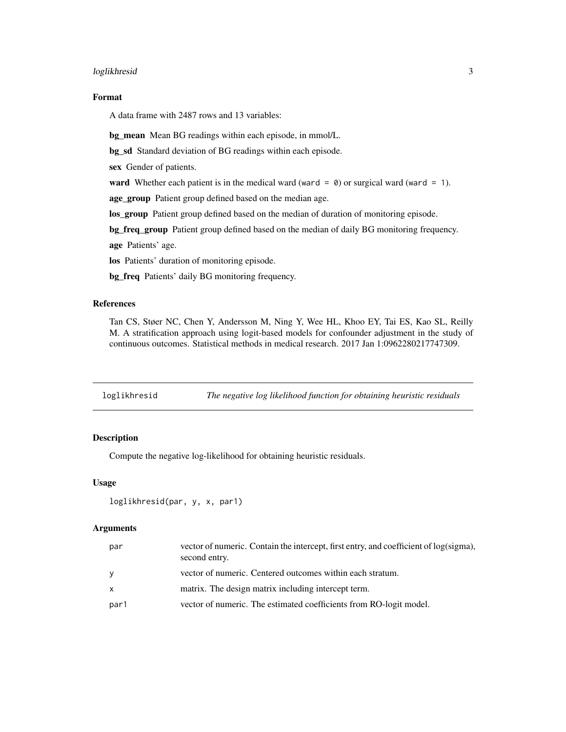## Format

A data frame with 2487 rows and 13 variables:

**bg_mean** Mean BG readings within each episode, in mmol/L.

**bg_sd** Standard deviation of BG readings within each episode.

**sex** Gender of patients.

**ward** Whether each patient is in the medical ward (`ward = 0`) or surgical ward (`ward = 1`).

**age_group** Patient group defined based on the median age.

**los_group** Patient group defined based on the median of duration of monitoring episode.

**bg_freq_group** Patient group defined based on the median of daily BG monitoring frequency.

**age** Patients' age.

**los** Patients' duration of monitoring episode.

**bg_freq** Patients' daily BG monitoring frequency.

## References

Tan CS, Støer NC, Chen Y, Andersson M, Ning Y, Wee HL, Khoo EY, Tai ES, Kao SL, Reilly M. A stratification approach using logit-based models for confounder adjustment in the study of continuous outcomes. Statistical methods in medical research. 2017 Jan 1:0962280217747309.

---

# loglikhresid — *The negative log likelihood function for obtaining heuristic residuals*

## Description

Compute the negative log-likelihood for obtaining heuristic residuals.

## Usage

```
loglikhresid(par, y, x, par1)
```

## Arguments

| | |
|---|---|
| par | vector of numeric. Contain the intercept, first entry, and coefficient of log(sigma), second entry. |
| y | vector of numeric. Centered outcomes within each stratum. |
| x | matrix. The design matrix including intercept term. |
| par1 | vector of numeric. The estimated coefficients from RO-logit model. |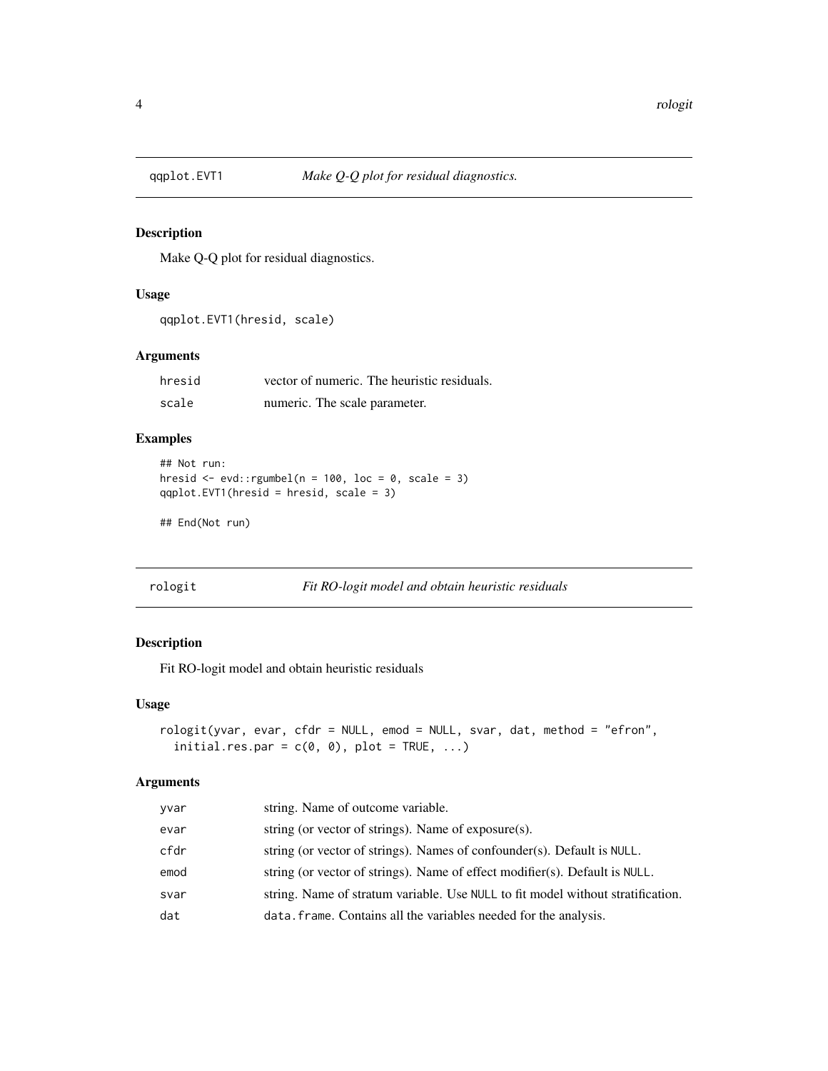## qqplot.EVT1 — *Make Q-Q plot for residual diagnostics.*

### Description

Make Q-Q plot for residual diagnostics.

### Usage

```
qqplot.EVT1(hresid, scale)
```

### Arguments

| | |
|---|---|
| hresid | vector of numeric. The heuristic residuals. |
| scale | numeric. The scale parameter. |

### Examples

```
## Not run:
hresid <- evd::rgumbel(n = 100, loc = 0, scale = 3)
qqplot.EVT1(hresid = hresid, scale = 3)

## End(Not run)
```

## rologit — *Fit RO-logit model and obtain heuristic residuals*

### Description

Fit RO-logit model and obtain heuristic residuals

### Usage

```
rologit(yvar, evar, cfdr = NULL, emod = NULL, svar, dat, method = "efron",
  initial.res.par = c(0, 0), plot = TRUE, ...)
```

### Arguments

| | |
|---|---|
| yvar | string. Name of outcome variable. |
| evar | string (or vector of strings). Name of exposure(s). |
| cfdr | string (or vector of strings). Names of confounder(s). Default is NULL. |
| emod | string (or vector of strings). Name of effect modifier(s). Default is NULL. |
| svar | string. Name of stratum variable. Use NULL to fit model without stratification. |
| dat | data.frame. Contains all the variables needed for the analysis. |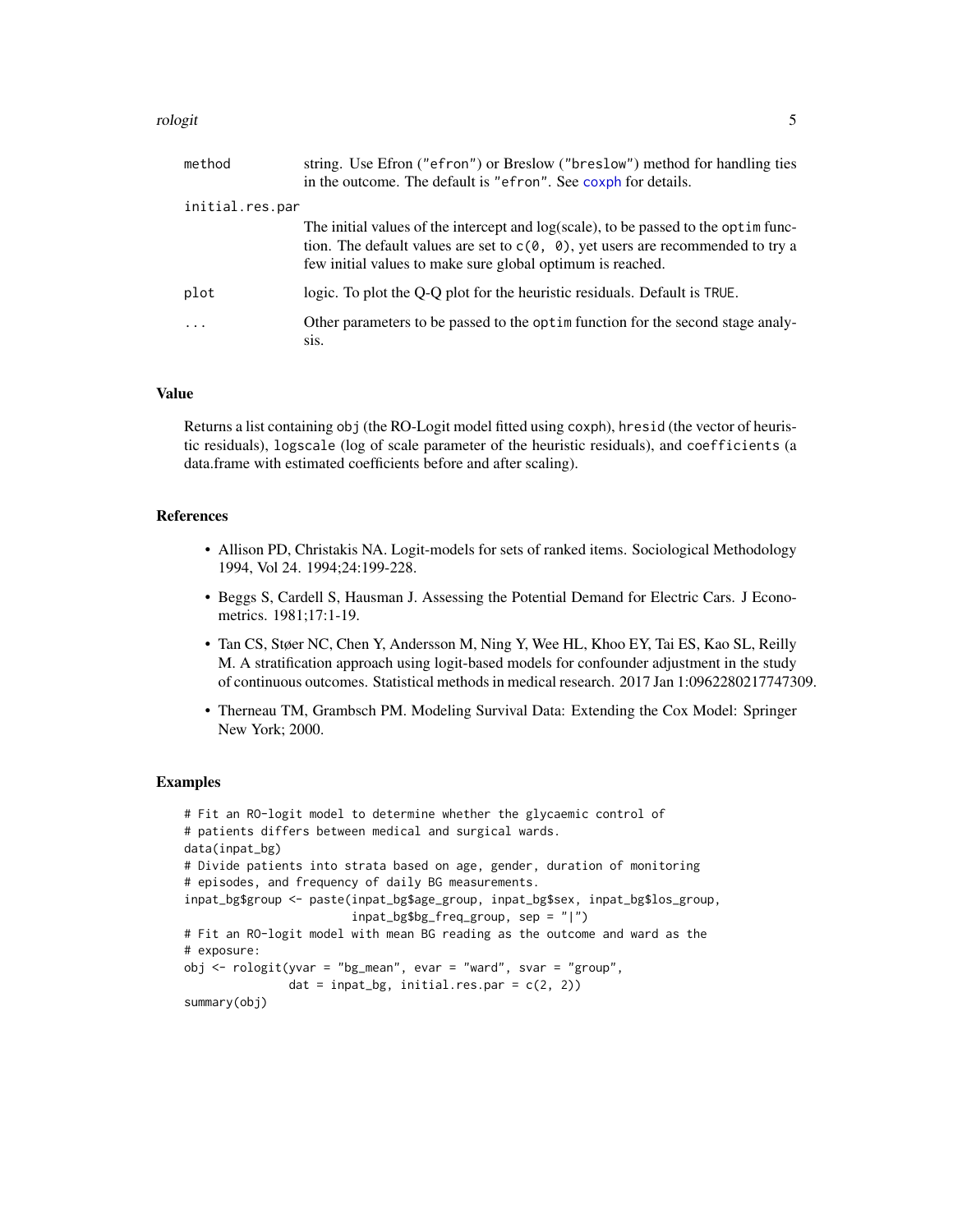| | |
|---|---|
| method | string. Use Efron ("efron") or Breslow ("breslow") method for handling ties in the outcome. The default is "efron". See coxph for details. |
| initial.res.par | The initial values of the intercept and log(scale), to be passed to the optim function. The default values are set to c(0, 0), yet users are recommended to try a few initial values to make sure global optimum is reached. |
| plot | logic. To plot the Q-Q plot for the heuristic residuals. Default is TRUE. |
| ... | Other parameters to be passed to the optim function for the second stage analysis. |

## Value

Returns a list containing obj (the RO-Logit model fitted using coxph), hresid (the vector of heuristic residuals), logscale (log of scale parameter of the heuristic residuals), and coefficients (a data.frame with estimated coefficients before and after scaling).

## References

- Allison PD, Christakis NA. Logit-models for sets of ranked items. Sociological Methodology 1994, Vol 24. 1994;24:199-228.
- Beggs S, Cardell S, Hausman J. Assessing the Potential Demand for Electric Cars. J Econometrics. 1981;17:1-19.
- Tan CS, Støer NC, Chen Y, Andersson M, Ning Y, Wee HL, Khoo EY, Tai ES, Kao SL, Reilly M. A stratification approach using logit-based models for confounder adjustment in the study of continuous outcomes. Statistical methods in medical research. 2017 Jan 1:0962280217747309.
- Therneau TM, Grambsch PM. Modeling Survival Data: Extending the Cox Model: Springer New York; 2000.

## Examples

```
# Fit an RO-logit model to determine whether the glycaemic control of
# patients differs between medical and surgical wards.
data(inpat_bg)
# Divide patients into strata based on age, gender, duration of monitoring
# episodes, and frequency of daily BG measurements.
inpat_bg$group <- paste(inpat_bg$age_group, inpat_bg$sex, inpat_bg$los_group,
                        inpat_bg$bg_freq_group, sep = "|")
# Fit an RO-logit model with mean BG reading as the outcome and ward as the
# exposure:
obj <- rologit(yvar = "bg_mean", evar = "ward", svar = "group",
               dat = inpat_bg, initial.res.par = c(2, 2))
summary(obj)
```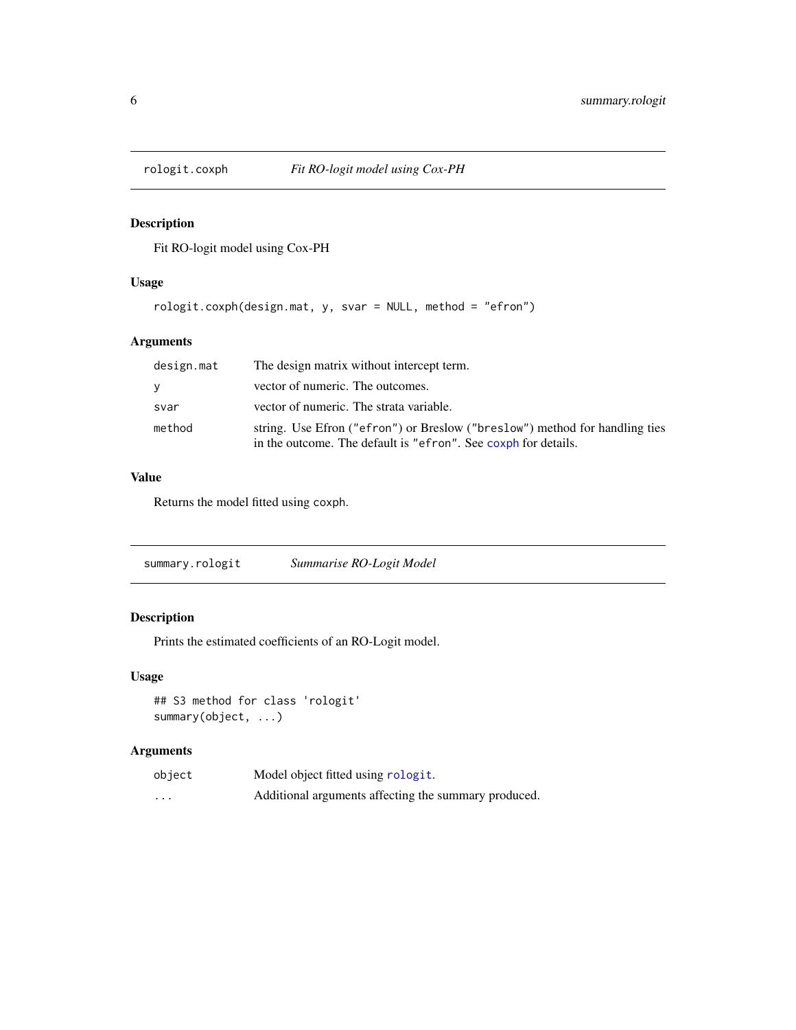## rologit.coxph — *Fit RO-logit model using Cox-PH*

### Description

Fit RO-logit model using Cox-PH

### Usage

```
rologit.coxph(design.mat, y, svar = NULL, method = "efron")
```

### Arguments

| | |
|---|---|
| `design.mat` | The design matrix without intercept term. |
| `y` | vector of numeric. The outcomes. |
| `svar` | vector of numeric. The strata variable. |
| `method` | string. Use Efron (`"efron"`) or Breslow (`"breslow"`) method for handling ties in the outcome. The default is `"efron"`. See `coxph` for details. |

### Value

Returns the model fitted using `coxph`.

## summary.rologit — *Summarise RO-Logit Model*

### Description

Prints the estimated coefficients of an RO-Logit model.

### Usage

```
## S3 method for class 'rologit'
summary(object, ...)
```

### Arguments

| | |
|---|---|
| `object` | Model object fitted using `rologit`. |
| `...` | Additional arguments affecting the summary produced. |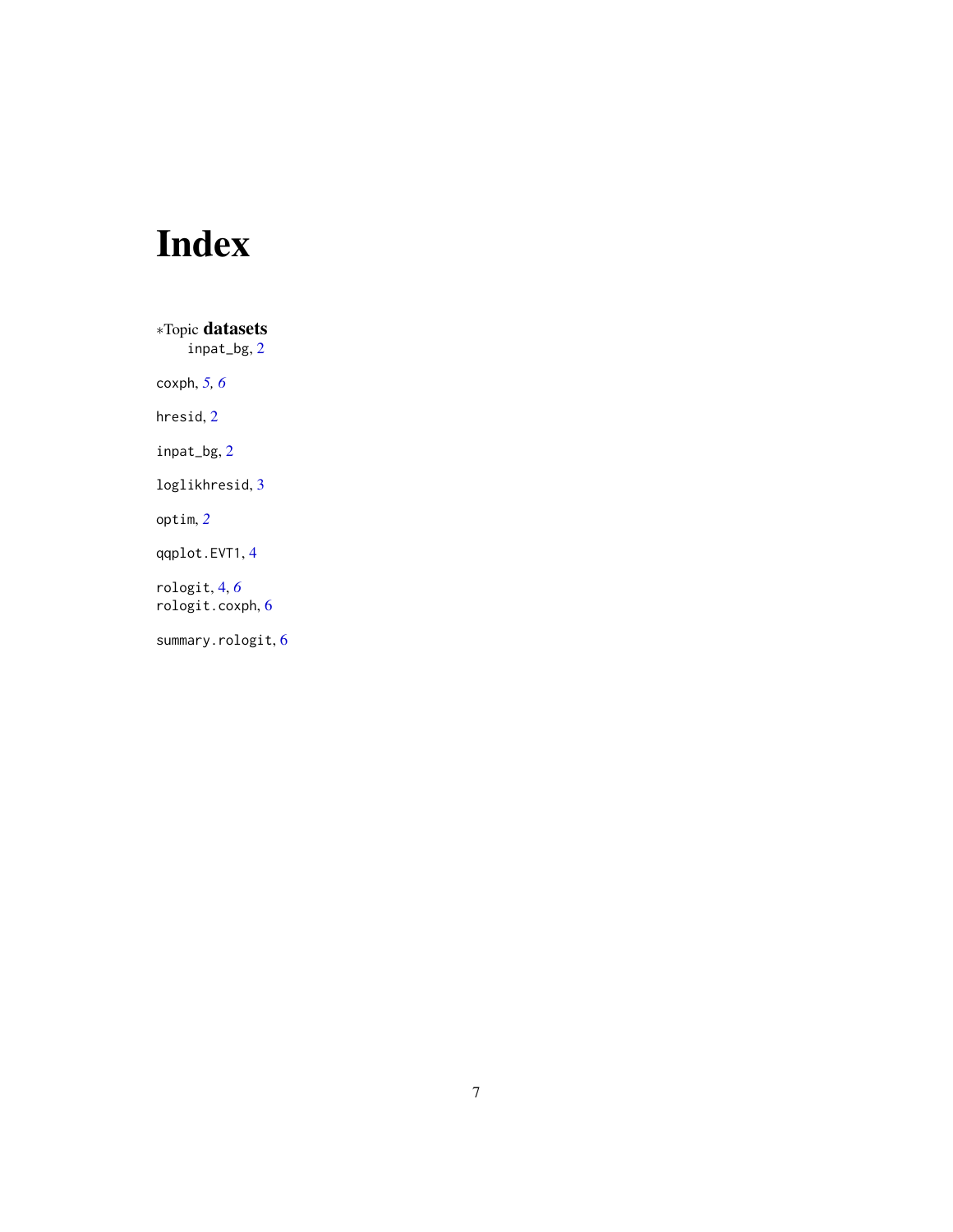# Index

*Topic **datasets**
    inpat_bg, 2

coxph, *5, 6*

hresid, 2

inpat_bg, 2

loglikhresid, 3

optim, *2*

qqplot.EVT1, 4

rologit, 4, *6*
rologit.coxph, 6

summary.rologit, 6